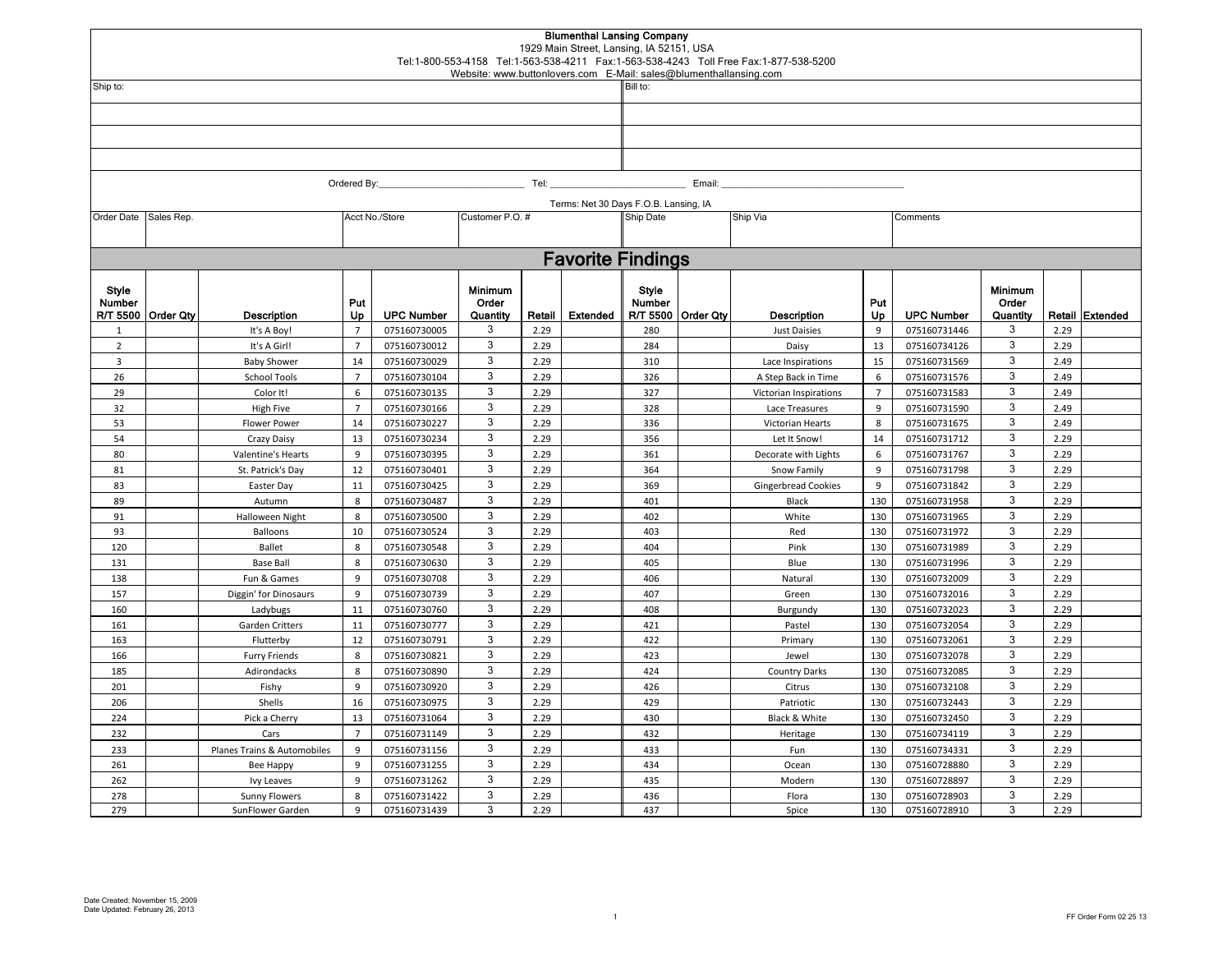**Blumenthal Lansing Company**
1929 Main Street, Lansing, IA 52151, USA
Tel:1-800-553-4158 Tel:1-563-538-4211 Fax:1-563-538-4243 Toll Free Fax:1-877-538-5200
Website: www.buttonlovers.com E-Mail: sales@blumenthallansing.com

| Ship to: | Bill to: |
|---|---|
| | |
| | |
| | |

Ordered By:___________________________ Tel: ________________________ Email: ___________________________________

Terms: Net 30 Days F.O.B. Lansing, IA

| Order Date | Sales Rep. | Acct No./Store | Customer P.O. # | Ship Date | Ship Via | Comments |
|---|---|---|---|---|---|---|
| | | | | | | |

# Favorite Findings

| Style Number R/T 5500 | Order Qty | Description | Put Up | UPC Number | Minimum Order Quantity | Retail | Extended | Style Number R/T 5500 | Order Qty | Description | Put Up | UPC Number | Minimum Order Quantity | Retail | Extended |
|---|---|---|---|---|---|---|---|---|---|---|---|---|---|---|---|
| 1 | | It's A Boy! | 7 | 075160730005 | 3 | 2.29 | | 280 | | Just Daisies | 9 | 075160731446 | 3 | 2.29 | |
| 2 | | It's A Girl! | 7 | 075160730012 | 3 | 2.29 | | 284 | | Daisy | 13 | 075160734126 | 3 | 2.29 | |
| 3 | | Baby Shower | 14 | 075160730029 | 3 | 2.29 | | 310 | | Lace Inspirations | 15 | 075160731569 | 3 | 2.49 | |
| 26 | | School Tools | 7 | 075160730104 | 3 | 2.29 | | 326 | | A Step Back in Time | 6 | 075160731576 | 3 | 2.49 | |
| 29 | | Color It! | 6 | 075160730135 | 3 | 2.29 | | 327 | | Victorian Inspirations | 7 | 075160731583 | 3 | 2.49 | |
| 32 | | High Five | 7 | 075160730166 | 3 | 2.29 | | 328 | | Lace Treasures | 9 | 075160731590 | 3 | 2.49 | |
| 53 | | Flower Power | 14 | 075160730227 | 3 | 2.29 | | 336 | | Victorian Hearts | 8 | 075160731675 | 3 | 2.49 | |
| 54 | | Crazy Daisy | 13 | 075160730234 | 3 | 2.29 | | 356 | | Let It Snow! | 14 | 075160731712 | 3 | 2.29 | |
| 80 | | Valentine's Hearts | 9 | 075160730395 | 3 | 2.29 | | 361 | | Decorate with Lights | 6 | 075160731767 | 3 | 2.29 | |
| 81 | | St. Patrick's Day | 12 | 075160730401 | 3 | 2.29 | | 364 | | Snow Family | 9 | 075160731798 | 3 | 2.29 | |
| 83 | | Easter Day | 11 | 075160730425 | 3 | 2.29 | | 369 | | Gingerbread Cookies | 9 | 075160731842 | 3 | 2.29 | |
| 89 | | Autumn | 8 | 075160730487 | 3 | 2.29 | | 401 | | Black | 130 | 075160731958 | 3 | 2.29 | |
| 91 | | Halloween Night | 8 | 075160730500 | 3 | 2.29 | | 402 | | White | 130 | 075160731965 | 3 | 2.29 | |
| 93 | | Balloons | 10 | 075160730524 | 3 | 2.29 | | 403 | | Red | 130 | 075160731972 | 3 | 2.29 | |
| 120 | | Ballet | 8 | 075160730548 | 3 | 2.29 | | 404 | | Pink | 130 | 075160731989 | 3 | 2.29 | |
| 131 | | Base Ball | 8 | 075160730630 | 3 | 2.29 | | 405 | | Blue | 130 | 075160731996 | 3 | 2.29 | |
| 138 | | Fun & Games | 9 | 075160730708 | 3 | 2.29 | | 406 | | Natural | 130 | 075160732009 | 3 | 2.29 | |
| 157 | | Diggin' for Dinosaurs | 9 | 075160730739 | 3 | 2.29 | | 407 | | Green | 130 | 075160732016 | 3 | 2.29 | |
| 160 | | Ladybugs | 11 | 075160730760 | 3 | 2.29 | | 408 | | Burgundy | 130 | 075160732023 | 3 | 2.29 | |
| 161 | | Garden Critters | 11 | 075160730777 | 3 | 2.29 | | 421 | | Pastel | 130 | 075160732054 | 3 | 2.29 | |
| 163 | | Flutterby | 12 | 075160730791 | 3 | 2.29 | | 422 | | Primary | 130 | 075160732061 | 3 | 2.29 | |
| 166 | | Furry Friends | 8 | 075160730821 | 3 | 2.29 | | 423 | | Jewel | 130 | 075160732078 | 3 | 2.29 | |
| 185 | | Adirondacks | 8 | 075160730890 | 3 | 2.29 | | 424 | | Country Darks | 130 | 075160732085 | 3 | 2.29 | |
| 201 | | Fishy | 9 | 075160730920 | 3 | 2.29 | | 426 | | Citrus | 130 | 075160732108 | 3 | 2.29 | |
| 206 | | Shells | 16 | 075160730975 | 3 | 2.29 | | 429 | | Patriotic | 130 | 075160732443 | 3 | 2.29 | |
| 224 | | Pick a Cherry | 13 | 075160731064 | 3 | 2.29 | | 430 | | Black & White | 130 | 075160732450 | 3 | 2.29 | |
| 232 | | Cars | 7 | 075160731149 | 3 | 2.29 | | 432 | | Heritage | 130 | 075160734119 | 3 | 2.29 | |
| 233 | | Planes Trains & Automobiles | 9 | 075160731156 | 3 | 2.29 | | 433 | | Fun | 130 | 075160734331 | 3 | 2.29 | |
| 261 | | Bee Happy | 9 | 075160731255 | 3 | 2.29 | | 434 | | Ocean | 130 | 075160728880 | 3 | 2.29 | |
| 262 | | Ivy Leaves | 9 | 075160731262 | 3 | 2.29 | | 435 | | Modern | 130 | 075160728897 | 3 | 2.29 | |
| 278 | | Sunny Flowers | 8 | 075160731422 | 3 | 2.29 | | 436 | | Flora | 130 | 075160728903 | 3 | 2.29 | |
| 279 | | SunFlower Garden | 9 | 075160731439 | 3 | 2.29 | | 437 | | Spice | 130 | 075160728910 | 3 | 2.29 | |

Date Created: November 15, 2009
Date Updated: February 26, 2013

FF Order Form 02 25 13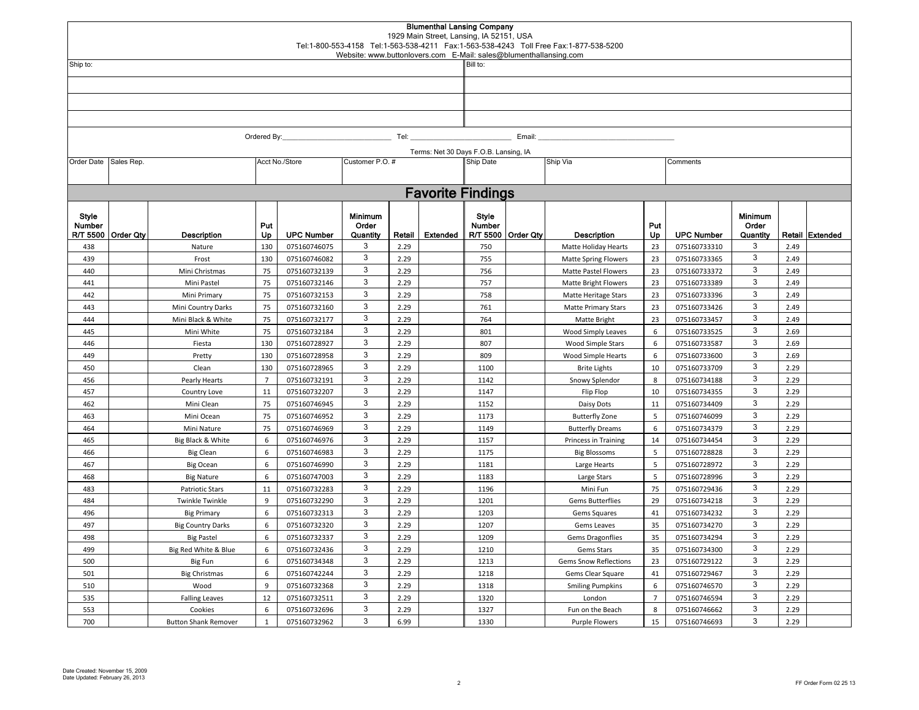**Blumenthal Lansing Company**
1929 Main Street, Lansing, IA 52151, USA
Tel:1-800-553-4158 Tel:1-563-538-4211 Fax:1-563-538-4243 Toll Free Fax:1-877-538-5200
Website: www.buttonlovers.com E-Mail: sales@blumenthallansing.com

| Ship to: | Bill to: |
|---|---|
| | |
| | |
| | |

Ordered By:_____________________ Tel: _____________________ Email: _____________________

Terms: Net 30 Days F.O.B. Lansing, IA

| Order Date | Sales Rep. | Acct No./Store | Customer P.O. # | Ship Date | Ship Via | Comments |
|---|---|---|---|---|---|---|
| | | | | | | |

## Favorite Findings

| Style Number R/T 5500 | Order Qty | Description | Put Up | UPC Number | Minimum Order Quantity | Retail | Extended | Style Number R/T 5500 | Order Qty | Description | Put Up | UPC Number | Minimum Order Quantity | Retail | Extended |
|---|---|---|---|---|---|---|---|---|---|---|---|---|---|---|---|
| 438 | | Nature | 130 | 075160746075 | 3 | 2.29 | | 750 | | Matte Holiday Hearts | 23 | 075160733310 | 3 | 2.49 | |
| 439 | | Frost | 130 | 075160746082 | 3 | 2.29 | | 755 | | Matte Spring Flowers | 23 | 075160733365 | 3 | 2.49 | |
| 440 | | Mini Christmas | 75 | 075160732139 | 3 | 2.29 | | 756 | | Matte Pastel Flowers | 23 | 075160733372 | 3 | 2.49 | |
| 441 | | Mini Pastel | 75 | 075160732146 | 3 | 2.29 | | 757 | | Matte Bright Flowers | 23 | 075160733389 | 3 | 2.49 | |
| 442 | | Mini Primary | 75 | 075160732153 | 3 | 2.29 | | 758 | | Matte Heritage Stars | 23 | 075160733396 | 3 | 2.49 | |
| 443 | | Mini Country Darks | 75 | 075160732160 | 3 | 2.29 | | 761 | | Matte Primary Stars | 23 | 075160733426 | 3 | 2.49 | |
| 444 | | Mini Black & White | 75 | 075160732177 | 3 | 2.29 | | 764 | | Matte Bright | 23 | 075160733457 | 3 | 2.49 | |
| 445 | | Mini White | 75 | 075160732184 | 3 | 2.29 | | 801 | | Wood Simply Leaves | 6 | 075160733525 | 3 | 2.69 | |
| 446 | | Fiesta | 130 | 075160728927 | 3 | 2.29 | | 807 | | Wood Simple Stars | 6 | 075160733587 | 3 | 2.69 | |
| 449 | | Pretty | 130 | 075160728958 | 3 | 2.29 | | 809 | | Wood Simple Hearts | 6 | 075160733600 | 3 | 2.69 | |
| 450 | | Clean | 130 | 075160728965 | 3 | 2.29 | | 1100 | | Brite Lights | 10 | 075160733709 | 3 | 2.29 | |
| 456 | | Pearly Hearts | 7 | 075160732191 | 3 | 2.29 | | 1142 | | Snowy Splendor | 8 | 075160734188 | 3 | 2.29 | |
| 457 | | Country Love | 11 | 075160732207 | 3 | 2.29 | | 1147 | | Flip Flop | 10 | 075160734355 | 3 | 2.29 | |
| 462 | | Mini Clean | 75 | 075160746945 | 3 | 2.29 | | 1152 | | Daisy Dots | 11 | 075160734409 | 3 | 2.29 | |
| 463 | | Mini Ocean | 75 | 075160746952 | 3 | 2.29 | | 1173 | | Butterfly Zone | 5 | 075160746099 | 3 | 2.29 | |
| 464 | | Mini Nature | 75 | 075160746969 | 3 | 2.29 | | 1149 | | Butterfly Dreams | 6 | 075160734379 | 3 | 2.29 | |
| 465 | | Big Black & White | 6 | 075160746976 | 3 | 2.29 | | 1157 | | Princess in Training | 14 | 075160734454 | 3 | 2.29 | |
| 466 | | Big Clean | 6 | 075160746983 | 3 | 2.29 | | 1175 | | Big Blossoms | 5 | 075160728828 | 3 | 2.29 | |
| 467 | | Big Ocean | 6 | 075160746990 | 3 | 2.29 | | 1181 | | Large Hearts | 5 | 075160728972 | 3 | 2.29 | |
| 468 | | Big Nature | 6 | 075160747003 | 3 | 2.29 | | 1183 | | Large Stars | 5 | 075160728996 | 3 | 2.29 | |
| 483 | | Patriotic Stars | 11 | 075160732283 | 3 | 2.29 | | 1196 | | Mini Fun | 75 | 075160729436 | 3 | 2.29 | |
| 484 | | Twinkle Twinkle | 9 | 075160732290 | 3 | 2.29 | | 1201 | | Gems Butterflies | 29 | 075160734218 | 3 | 2.29 | |
| 496 | | Big Primary | 6 | 075160732313 | 3 | 2.29 | | 1203 | | Gems Squares | 41 | 075160734232 | 3 | 2.29 | |
| 497 | | Big Country Darks | 6 | 075160732320 | 3 | 2.29 | | 1207 | | Gems Leaves | 35 | 075160734270 | 3 | 2.29 | |
| 498 | | Big Pastel | 6 | 075160732337 | 3 | 2.29 | | 1209 | | Gems Dragonflies | 35 | 075160734294 | 3 | 2.29 | |
| 499 | | Big Red White & Blue | 6 | 075160732436 | 3 | 2.29 | | 1210 | | Gems Stars | 35 | 075160734300 | 3 | 2.29 | |
| 500 | | Big Fun | 6 | 075160734348 | 3 | 2.29 | | 1213 | | Gems Snow Reflections | 23 | 075160729122 | 3 | 2.29 | |
| 501 | | Big Christmas | 6 | 075160742244 | 3 | 2.29 | | 1218 | | Gems Clear Square | 41 | 075160729467 | 3 | 2.29 | |
| 510 | | Wood | 9 | 075160732368 | 3 | 2.29 | | 1318 | | Smiling Pumpkins | 6 | 075160746570 | 3 | 2.29 | |
| 535 | | Falling Leaves | 12 | 075160732511 | 3 | 2.29 | | 1320 | | London | 7 | 075160746594 | 3 | 2.29 | |
| 553 | | Cookies | 6 | 075160732696 | 3 | 2.29 | | 1327 | | Fun on the Beach | 8 | 075160746662 | 3 | 2.29 | |
| 700 | | Button Shank Remover | 1 | 075160732962 | 3 | 6.99 | | 1330 | | Purple Flowers | 15 | 075160746693 | 3 | 2.29 | |

Date Created: November 15, 2009
Date Updated: February 26, 2013

FF Order Form 02 25 13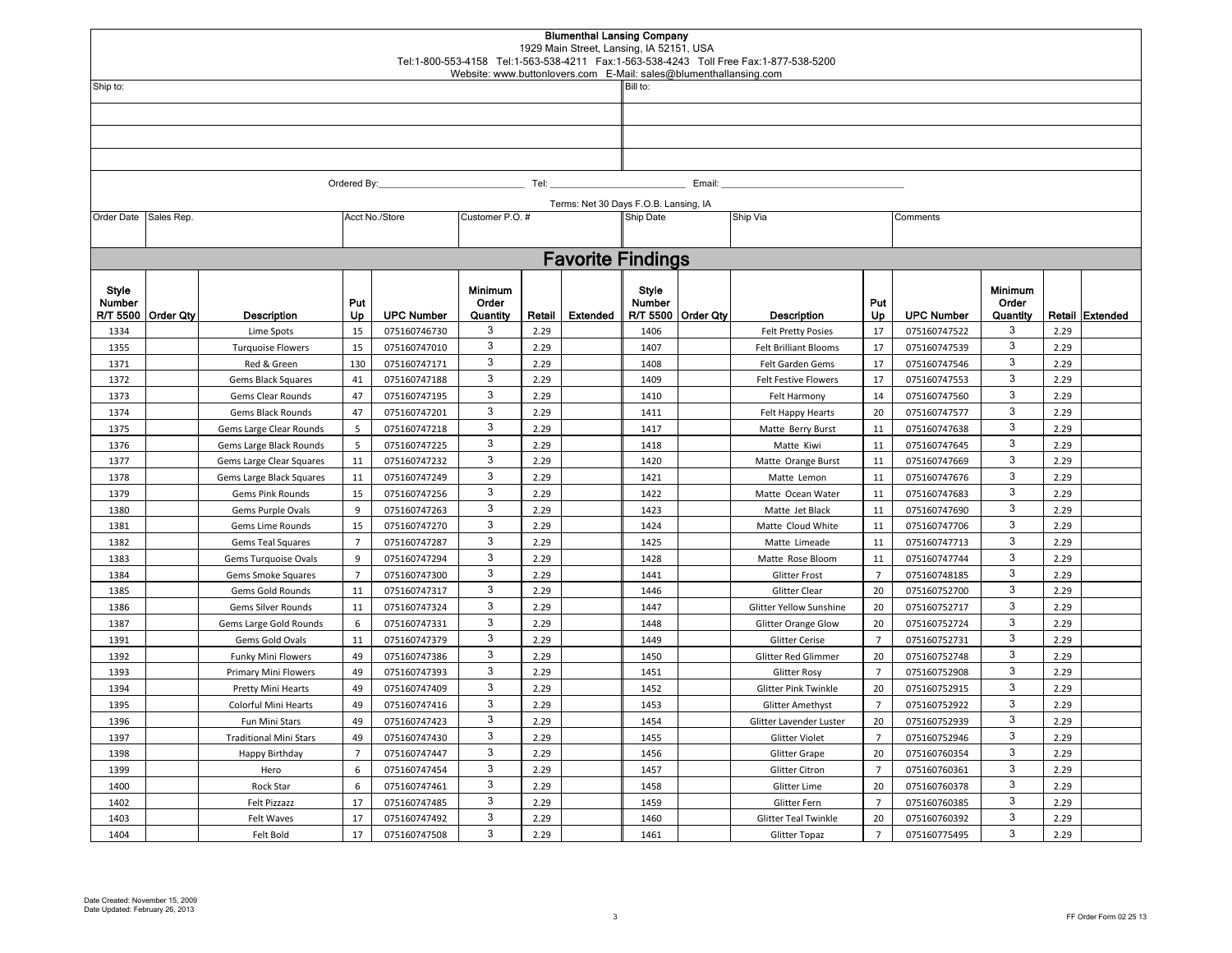**Blumenthal Lansing Company**
1929 Main Street, Lansing, IA 52151, USA
Tel:1-800-553-4158 Tel:1-563-538-4211 Fax:1-563-538-4243 Toll Free Fax:1-877-538-5200
Website: www.buttonlovers.com E-Mail: sales@blumenthallansing.com

| Ship to: | Bill to: |
|---|---|
| | |
| | |
| | |

Ordered By:____________________________ Tel: ___________________________ Email: ___________________________________

Terms: Net 30 Days F.O.B. Lansing, IA

| Order Date | Sales Rep. | Acct No./Store | Customer P.O. # | Ship Date | Ship Via | Comments |
|---|---|---|---|---|---|---|
| | | | | | | |

## Favorite Findings

| Style Number R/T 5500 | Order Qty | Description | Put Up | UPC Number | Minimum Order Quantity | Retail | Extended | Style Number R/T 5500 | Order Qty | Description | Put Up | UPC Number | Minimum Order Quantity | Retail | Extended |
|---|---|---|---|---|---|---|---|---|---|---|---|---|---|---|---|
| 1334 | | Lime Spots | 15 | 075160746730 | 3 | 2.29 | | 1406 | | Felt Pretty Posies | 17 | 075160747522 | 3 | 2.29 | |
| 1355 | | Turquoise Flowers | 15 | 075160747010 | 3 | 2.29 | | 1407 | | Felt Brilliant Blooms | 17 | 075160747539 | 3 | 2.29 | |
| 1371 | | Red & Green | 130 | 075160747171 | 3 | 2.29 | | 1408 | | Felt Garden Gems | 17 | 075160747546 | 3 | 2.29 | |
| 1372 | | Gems Black Squares | 41 | 075160747188 | 3 | 2.29 | | 1409 | | Felt Festive Flowers | 17 | 075160747553 | 3 | 2.29 | |
| 1373 | | Gems Clear Rounds | 47 | 075160747195 | 3 | 2.29 | | 1410 | | Felt Harmony | 14 | 075160747560 | 3 | 2.29 | |
| 1374 | | Gems Black Rounds | 47 | 075160747201 | 3 | 2.29 | | 1411 | | Felt Happy Hearts | 20 | 075160747577 | 3 | 2.29 | |
| 1375 | | Gems Large Clear Rounds | 5 | 075160747218 | 3 | 2.29 | | 1417 | | Matte Berry Burst | 11 | 075160747638 | 3 | 2.29 | |
| 1376 | | Gems Large Black Rounds | 5 | 075160747225 | 3 | 2.29 | | 1418 | | Matte Kiwi | 11 | 075160747645 | 3 | 2.29 | |
| 1377 | | Gems Large Clear Squares | 11 | 075160747232 | 3 | 2.29 | | 1420 | | Matte Orange Burst | 11 | 075160747669 | 3 | 2.29 | |
| 1378 | | Gems Large Black Squares | 11 | 075160747249 | 3 | 2.29 | | 1421 | | Matte Lemon | 11 | 075160747676 | 3 | 2.29 | |
| 1379 | | Gems Pink Rounds | 15 | 075160747256 | 3 | 2.29 | | 1422 | | Matte Ocean Water | 11 | 075160747683 | 3 | 2.29 | |
| 1380 | | Gems Purple Ovals | 9 | 075160747263 | 3 | 2.29 | | 1423 | | Matte Jet Black | 11 | 075160747690 | 3 | 2.29 | |
| 1381 | | Gems Lime Rounds | 15 | 075160747270 | 3 | 2.29 | | 1424 | | Matte Cloud White | 11 | 075160747706 | 3 | 2.29 | |
| 1382 | | Gems Teal Squares | 7 | 075160747287 | 3 | 2.29 | | 1425 | | Matte Limeade | 11 | 075160747713 | 3 | 2.29 | |
| 1383 | | Gems Turquoise Ovals | 9 | 075160747294 | 3 | 2.29 | | 1428 | | Matte Rose Bloom | 11 | 075160747744 | 3 | 2.29 | |
| 1384 | | Gems Smoke Squares | 7 | 075160747300 | 3 | 2.29 | | 1441 | | Glitter Frost | 7 | 075160748185 | 3 | 2.29 | |
| 1385 | | Gems Gold Rounds | 11 | 075160747317 | 3 | 2.29 | | 1446 | | Glitter Clear | 20 | 075160752700 | 3 | 2.29 | |
| 1386 | | Gems Silver Rounds | 11 | 075160747324 | 3 | 2.29 | | 1447 | | Glitter Yellow Sunshine | 20 | 075160752717 | 3 | 2.29 | |
| 1387 | | Gems Large Gold Rounds | 6 | 075160747331 | 3 | 2.29 | | 1448 | | Glitter Orange Glow | 20 | 075160752724 | 3 | 2.29 | |
| 1391 | | Gems Gold Ovals | 11 | 075160747379 | 3 | 2.29 | | 1449 | | Glitter Cerise | 7 | 075160752731 | 3 | 2.29 | |
| 1392 | | Funky Mini Flowers | 49 | 075160747386 | 3 | 2.29 | | 1450 | | Glitter Red Glimmer | 20 | 075160752748 | 3 | 2.29 | |
| 1393 | | Primary Mini Flowers | 49 | 075160747393 | 3 | 2.29 | | 1451 | | Glitter Rosy | 7 | 075160752908 | 3 | 2.29 | |
| 1394 | | Pretty Mini Hearts | 49 | 075160747409 | 3 | 2.29 | | 1452 | | Glitter Pink Twinkle | 20 | 075160752915 | 3 | 2.29 | |
| 1395 | | Colorful Mini Hearts | 49 | 075160747416 | 3 | 2.29 | | 1453 | | Glitter Amethyst | 7 | 075160752922 | 3 | 2.29 | |
| 1396 | | Fun Mini Stars | 49 | 075160747423 | 3 | 2.29 | | 1454 | | Glitter Lavender Luster | 20 | 075160752939 | 3 | 2.29 | |
| 1397 | | Traditional Mini Stars | 49 | 075160747430 | 3 | 2.29 | | 1455 | | Glitter Violet | 7 | 075160752946 | 3 | 2.29 | |
| 1398 | | Happy Birthday | 7 | 075160747447 | 3 | 2.29 | | 1456 | | Glitter Grape | 20 | 075160760354 | 3 | 2.29 | |
| 1399 | | Hero | 6 | 075160747454 | 3 | 2.29 | | 1457 | | Glitter Citron | 7 | 075160760361 | 3 | 2.29 | |
| 1400 | | Rock Star | 6 | 075160747461 | 3 | 2.29 | | 1458 | | Glitter Lime | 20 | 075160760378 | 3 | 2.29 | |
| 1402 | | Felt Pizzazz | 17 | 075160747485 | 3 | 2.29 | | 1459 | | Glitter Fern | 7 | 075160760385 | 3 | 2.29 | |
| 1403 | | Felt Waves | 17 | 075160747492 | 3 | 2.29 | | 1460 | | Glitter Teal Twinkle | 20 | 075160760392 | 3 | 2.29 | |
| 1404 | | Felt Bold | 17 | 075160747508 | 3 | 2.29 | | 1461 | | Glitter Topaz | 7 | 075160775495 | 3 | 2.29 | |

Date Created: November 15, 2009
Date Updated: February 26, 2013

FF Order Form 02 25 13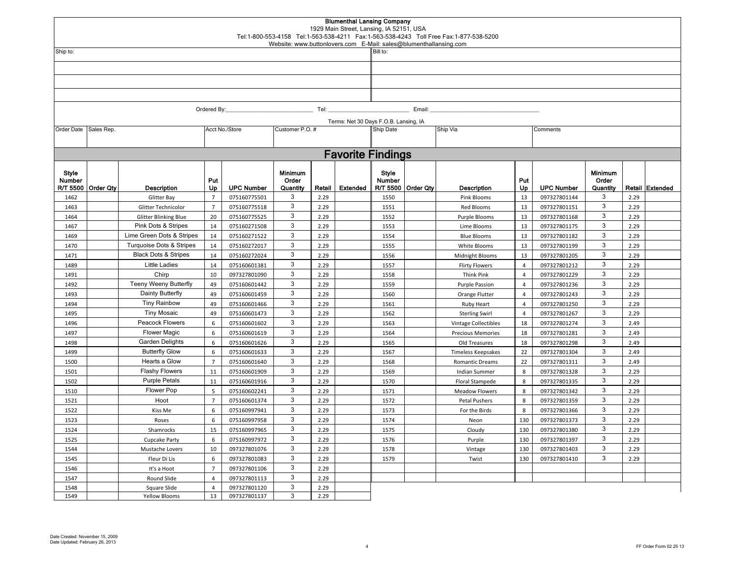**Blumenthal Lansing Company**
1929 Main Street, Lansing, IA 52151, USA
Tel:1-800-553-4158 Tel:1-563-538-4211 Fax:1-563-538-4243 Toll Free Fax:1-877-538-5200
Website: www.buttonlovers.com E-Mail: sales@blumenthallansing.com

| Ship to: | Bill to: |
|---|---|
| | |
| | |
| | |

Ordered By:____________________________ Tel: ___________________________ Email: ___________________________________

Terms: Net 30 Days F.O.B. Lansing, IA

| Order Date | Sales Rep. | Acct No./Store | Customer P.O. # | Ship Date | Ship Via | Comments |
|---|---|---|---|---|---|---|
| | | | | | | |

## Favorite Findings

| Style Number R/T 5500 | Order Qty | Description | Put Up | UPC Number | Minimum Order Quantity | Retail | Extended | Style Number R/T 5500 | Order Qty | Description | Put Up | UPC Number | Minimum Order Quantity | Retail | Extended |
|---|---|---|---|---|---|---|---|---|---|---|---|---|---|---|---|
| 1462 | | Glitter Bay | 7 | 075160775501 | 3 | 2.29 | | 1550 | | Pink Blooms | 13 | 097327801144 | 3 | 2.29 | |
| 1463 | | Glitter Technicolor | 7 | 075160775518 | 3 | 2.29 | | 1551 | | Red Blooms | 13 | 097327801151 | 3 | 2.29 | |
| 1464 | | Glitter Blinking Blue | 20 | 075160775525 | 3 | 2.29 | | 1552 | | Purple Blooms | 13 | 097327801168 | 3 | 2.29 | |
| 1467 | | Pink Dots & Stripes | 14 | 075160271508 | 3 | 2.29 | | 1553 | | Lime Blooms | 13 | 097327801175 | 3 | 2.29 | |
| 1469 | | Lime Green Dots & Stripes | 14 | 075160271522 | 3 | 2.29 | | 1554 | | Blue Blooms | 13 | 097327801182 | 3 | 2.29 | |
| 1470 | | Turquoise Dots & Stripes | 14 | 075160272017 | 3 | 2.29 | | 1555 | | White Blooms | 13 | 097327801199 | 3 | 2.29 | |
| 1471 | | Black Dots & Stripes | 14 | 075160272024 | 3 | 2.29 | | 1556 | | Midnight Blooms | 13 | 097327801205 | 3 | 2.29 | |
| 1489 | | Little Ladies | 14 | 075160601381 | 3 | 2.29 | | 1557 | | Flirty Flowers | 4 | 097327801212 | 3 | 2.29 | |
| 1491 | | Chirp | 10 | 097327801090 | 3 | 2.29 | | 1558 | | Think Pink | 4 | 097327801229 | 3 | 2.29 | |
| 1492 | | Teeny Weeny Butterfly | 49 | 075160601442 | 3 | 2.29 | | 1559 | | Purple Passion | 4 | 097327801236 | 3 | 2.29 | |
| 1493 | | Dainty Butterfly | 49 | 075160601459 | 3 | 2.29 | | 1560 | | Orange Flutter | 4 | 097327801243 | 3 | 2.29 | |
| 1494 | | Tiny Rainbow | 49 | 075160601466 | 3 | 2.29 | | 1561 | | Ruby Heart | 4 | 097327801250 | 3 | 2.29 | |
| 1495 | | Tiny Mosaic | 49 | 075160601473 | 3 | 2.29 | | 1562 | | Sterling Swirl | 4 | 097327801267 | 3 | 2.29 | |
| 1496 | | Peacock Flowers | 6 | 075160601602 | 3 | 2.29 | | 1563 | | Vintage Collectibles | 18 | 097327801274 | 3 | 2.49 | |
| 1497 | | Flower Magic | 6 | 075160601619 | 3 | 2.29 | | 1564 | | Precious Memories | 18 | 097327801281 | 3 | 2.49 | |
| 1498 | | Garden Delights | 6 | 075160601626 | 3 | 2.29 | | 1565 | | Old Treasures | 18 | 097327801298 | 3 | 2.49 | |
| 1499 | | Butterfly Glow | 6 | 075160601633 | 3 | 2.29 | | 1567 | | Timeless Keepsakes | 22 | 097327801304 | 3 | 2.49 | |
| 1500 | | Hearts a Glow | 7 | 075160601640 | 3 | 2.29 | | 1568 | | Romantic Dreams | 22 | 097327801311 | 3 | 2.49 | |
| 1501 | | Flashy Flowers | 11 | 075160601909 | 3 | 2.29 | | 1569 | | Indian Summer | 8 | 097327801328 | 3 | 2.29 | |
| 1502 | | Purple Petals | 11 | 075160601916 | 3 | 2.29 | | 1570 | | Floral Stampede | 8 | 097327801335 | 3 | 2.29 | |
| 1510 | | Flower Pop | 5 | 075160602241 | 3 | 2.29 | | 1571 | | Meadow Flowers | 8 | 097327801342 | 3 | 2.29 | |
| 1521 | | Hoot | 7 | 075160601374 | 3 | 2.29 | | 1572 | | Petal Pushers | 8 | 097327801359 | 3 | 2.29 | |
| 1522 | | Kiss Me | 6 | 075160997941 | 3 | 2.29 | | 1573 | | For the Birds | 8 | 097327801366 | 3 | 2.29 | |
| 1523 | | Roses | 6 | 075160997958 | 3 | 2.29 | | 1574 | | Neon | 130 | 097327801373 | 3 | 2.29 | |
| 1524 | | Shamrocks | 15 | 075160997965 | 3 | 2.29 | | 1575 | | Cloudy | 130 | 097327801380 | 3 | 2.29 | |
| 1525 | | Cupcake Party | 6 | 075160997972 | 3 | 2.29 | | 1576 | | Purple | 130 | 097327801397 | 3 | 2.29 | |
| 1544 | | Mustache Lovers | 10 | 097327801076 | 3 | 2.29 | | 1578 | | Vintage | 130 | 097327801403 | 3 | 2.29 | |
| 1545 | | Fleur Di Lis | 6 | 097327801083 | 3 | 2.29 | | 1579 | | Twist | 130 | 097327801410 | 3 | 2.29 | |
| 1546 | | It's a Hoot | 7 | 097327801106 | 3 | 2.29 | | | | | | | | | |
| 1547 | | Round Slide | 4 | 097327801113 | 3 | 2.29 | | | | | | | | | |
| 1548 | | Square Slide | 4 | 097327801120 | 3 | 2.29 | | | | | | | | | |
| 1549 | | Yellow Blooms | 13 | 097327801137 | 3 | 2.29 | | | | | | | | | |

Date Created: November 15, 2009
Date Updated: February 26, 2013

FF Order Form 02 25 13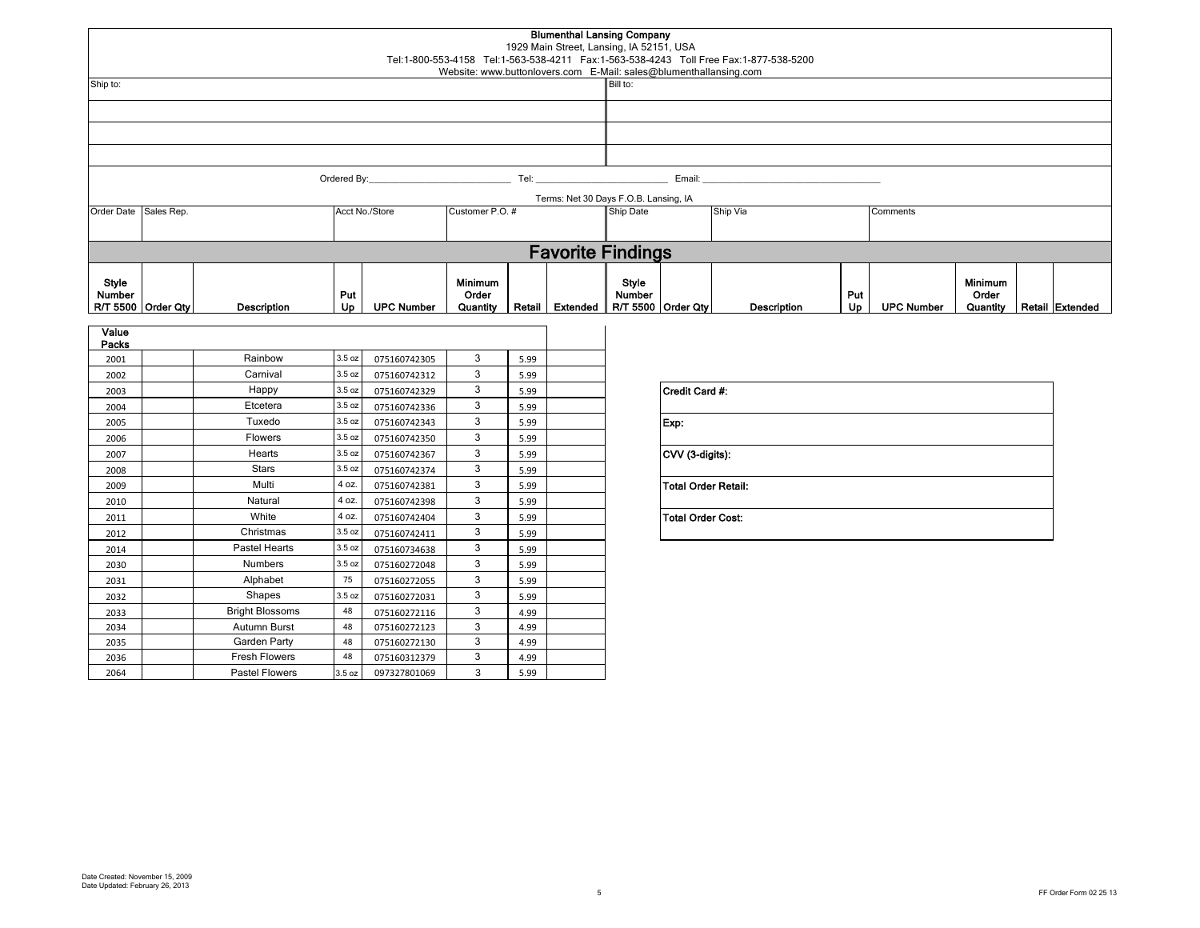**Blumenthal Lansing Company**
1929 Main Street, Lansing, IA 52151, USA
Tel:1-800-553-4158 Tel:1-563-538-4211 Fax:1-563-538-4243 Toll Free Fax:1-877-538-5200
Website: www.buttonlovers.com E-Mail: sales@blumenthallansing.com

| Ship to: | Bill to: |
|---|---|
| | |
| | |
| | |

Ordered By:____________________________ Tel: ___________________________ Email: ____________________________________

Terms: Net 30 Days F.O.B. Lansing, IA

| Order Date | Sales Rep. | Acct No./Store | Customer P.O. # | Ship Date | Ship Via | Comments |
|---|---|---|---|---|---|---|
| | | | | | | |

# Favorite Findings

| Style Number R/T 5500 | Order Qty | Description | Put Up | UPC Number | Minimum Order Quantity | Retail | Extended |
|---|---|---|---|---|---|---|---|
| **Value Packs** | | | | | | | |
| 2001 | | Rainbow | 3.5 oz | 075160742305 | 3 | 5.99 | |
| 2002 | | Carnival | 3.5 oz | 075160742312 | 3 | 5.99 | |
| 2003 | | Happy | 3.5 oz | 075160742329 | 3 | 5.99 | |
| 2004 | | Etcetera | 3.5 oz | 075160742336 | 3 | 5.99 | |
| 2005 | | Tuxedo | 3.5 oz | 075160742343 | 3 | 5.99 | |
| 2006 | | Flowers | 3.5 oz | 075160742350 | 3 | 5.99 | |
| 2007 | | Hearts | 3.5 oz | 075160742367 | 3 | 5.99 | |
| 2008 | | Stars | 3.5 oz | 075160742374 | 3 | 5.99 | |
| 2009 | | Multi | 4 oz. | 075160742381 | 3 | 5.99 | |
| 2010 | | Natural | 4 oz. | 075160742398 | 3 | 5.99 | |
| 2011 | | White | 4 oz. | 075160742404 | 3 | 5.99 | |
| 2012 | | Christmas | 3.5 oz | 075160742411 | 3 | 5.99 | |
| 2014 | | Pastel Hearts | 3.5 oz | 075160734638 | 3 | 5.99 | |
| 2030 | | Numbers | 3.5 oz | 075160272048 | 3 | 5.99 | |
| 2031 | | Alphabet | 75 | 075160272055 | 3 | 5.99 | |
| 2032 | | Shapes | 3.5 oz | 075160272031 | 3 | 5.99 | |
| 2033 | | Bright Blossoms | 48 | 075160272116 | 3 | 4.99 | |
| 2034 | | Autumn Burst | 48 | 075160272123 | 3 | 4.99 | |
| 2035 | | Garden Party | 48 | 075160272130 | 3 | 4.99 | |
| 2036 | | Fresh Flowers | 48 | 075160312379 | 3 | 4.99 | |
| 2064 | | Pastel Flowers | 3.5 oz | 097327801069 | 3 | 5.99 | |

| | |
|---|---|
| **Credit Card #:** | |
| **Exp:** | |
| **CVV (3-digits):** | |
| **Total Order Retail:** | |
| **Total Order Cost:** | |

Date Created: November 15, 2009
Date Updated: February 26, 2013

FF Order Form 02 25 13